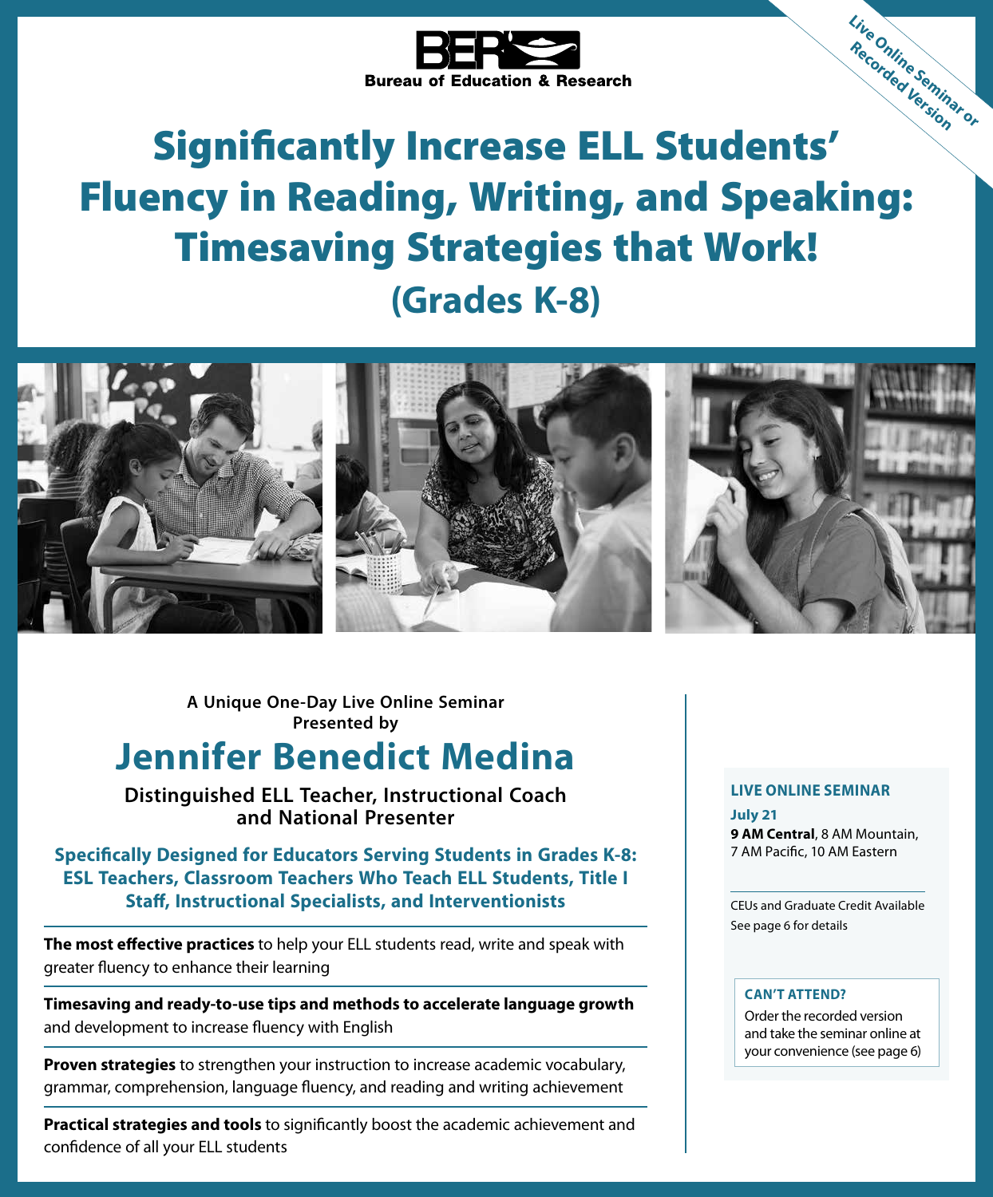Live Online Seminar or Recorded Version

Bureau of Education & Research

# Significantly Increase ELL Students' Fluency in Reading, Writing, and Speaking: Timesaving Strategies that Work!

## (Grades K-8)

**A Unique One-Day Live Online Seminar Presented by**

## Jennifer Benedict Medina

**Distinguished ELL Teacher, Instructional Coach and National Presenter**

**Specifically Designed for Educators Serving Students in Grades K-8: ESL Teachers, Classroom Teachers Who Teach ELL Students, Title I Staff, Instructional Specialists, and Interventionists**

**The most effective practices** to help your ELL students read, write and speak with greater fluency to enhance their learning

**Timesaving and ready-to-use tips and methods to accelerate language growth** and development to increase fluency with English

**Proven strategies** to strengthen your instruction to increase academic vocabulary, grammar, comprehension, language fluency, and reading and writing achievement

**Practical strategies and tools** to significantly boost the academic achievement and confidence of all your ELL students

**LIVE ONLINE SEMINAR**

**July 21**
**9 AM Central**, 8 AM Mountain, 7 AM Pacific, 10 AM Eastern

CEUs and Graduate Credit Available
See page 6 for details

**CAN'T ATTEND?**

Order the recorded version and take the seminar online at your convenience (see page 6)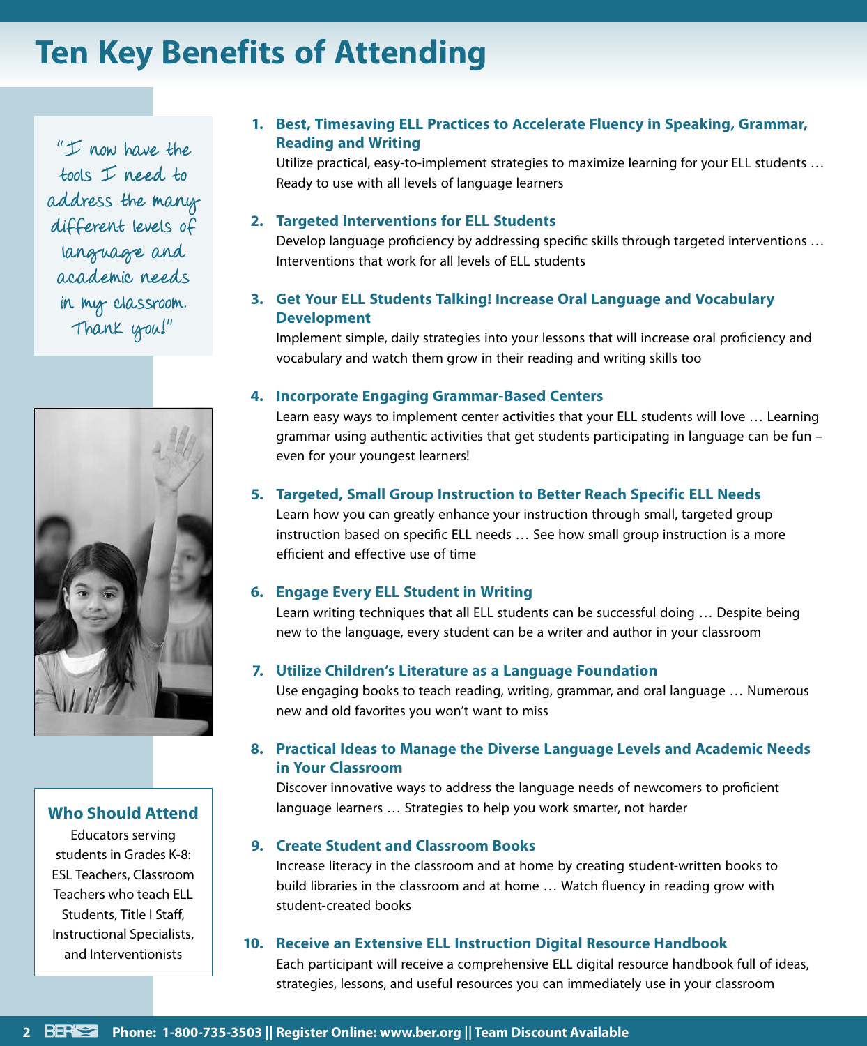# Ten Key Benefits of Attending

"I now have the tools I need to address the many different levels of language and academic needs in my classroom. Thank you!"

1. **Best, Timesaving ELL Practices to Accelerate Fluency in Speaking, Grammar, Reading and Writing**
   Utilize practical, easy-to-implement strategies to maximize learning for your ELL students … Ready to use with all levels of language learners

2. **Targeted Interventions for ELL Students**
   Develop language proficiency by addressing specific skills through targeted interventions … Interventions that work for all levels of ELL students

3. **Get Your ELL Students Talking! Increase Oral Language and Vocabulary Development**
   Implement simple, daily strategies into your lessons that will increase oral proficiency and vocabulary and watch them grow in their reading and writing skills too

4. **Incorporate Engaging Grammar-Based Centers**
   Learn easy ways to implement center activities that your ELL students will love … Learning grammar using authentic activities that get students participating in language can be fun – even for your youngest learners!

5. **Targeted, Small Group Instruction to Better Reach Specific ELL Needs**
   Learn how you can greatly enhance your instruction through small, targeted group instruction based on specific ELL needs … See how small group instruction is a more efficient and effective use of time

6. **Engage Every ELL Student in Writing**
   Learn writing techniques that all ELL students can be successful doing … Despite being new to the language, every student can be a writer and author in your classroom

7. **Utilize Children's Literature as a Language Foundation**
   Use engaging books to teach reading, writing, grammar, and oral language … Numerous new and old favorites you won't want to miss

8. **Practical Ideas to Manage the Diverse Language Levels and Academic Needs in Your Classroom**
   Discover innovative ways to address the language needs of newcomers to proficient language learners … Strategies to help you work smarter, not harder

9. **Create Student and Classroom Books**
   Increase literacy in the classroom and at home by creating student-written books to build libraries in the classroom and at home … Watch fluency in reading grow with student-created books

10. **Receive an Extensive ELL Instruction Digital Resource Handbook**
    Each participant will receive a comprehensive ELL digital resource handbook full of ideas, strategies, lessons, and useful resources you can immediately use in your classroom

## Who Should Attend

Educators serving students in Grades K-8: ESL Teachers, Classroom Teachers who teach ELL Students, Title I Staff, Instructional Specialists, and Interventionists

**Phone: 1-800-735-3503 || Register Online: www.ber.org || Team Discount Available**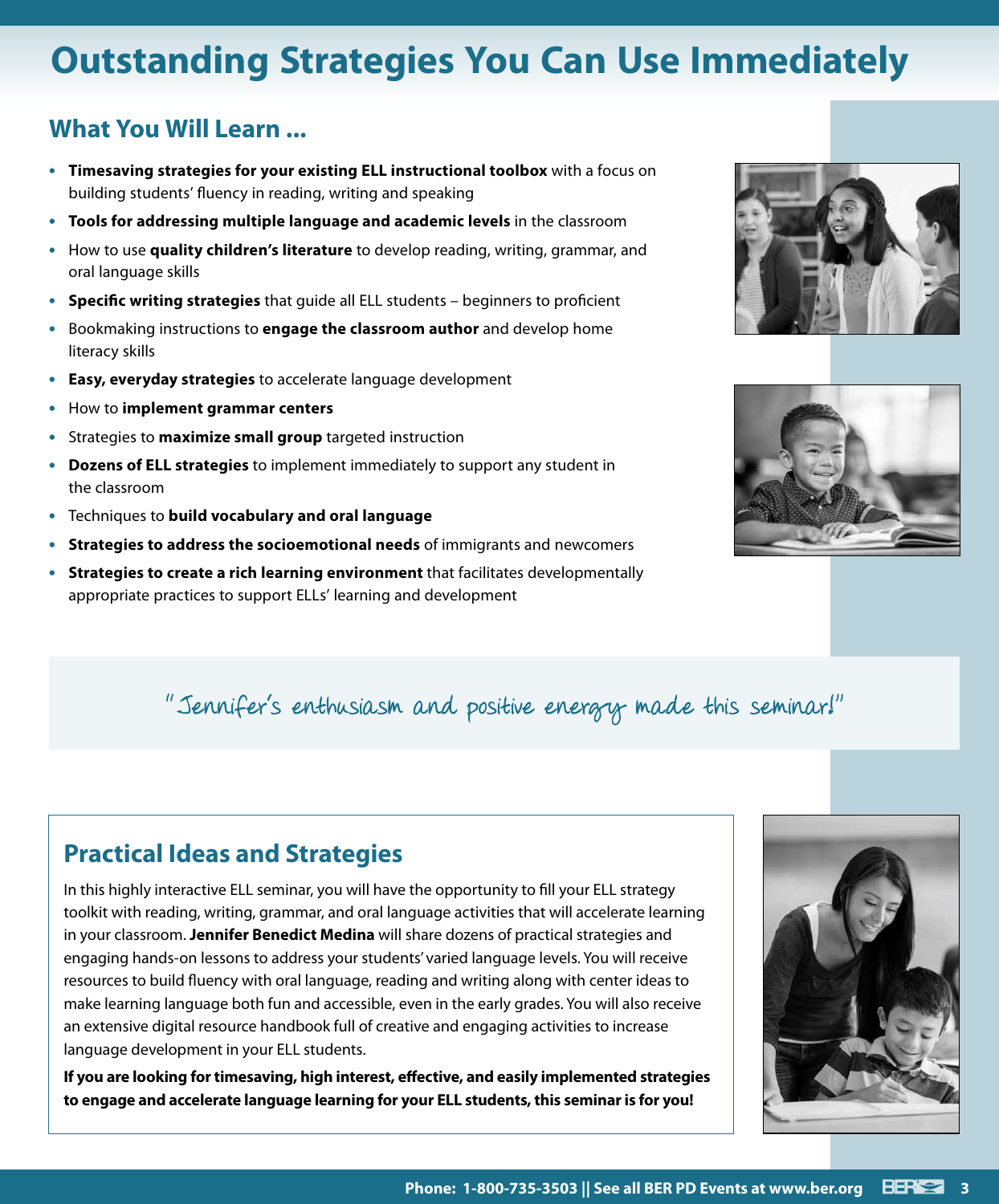# Outstanding Strategies You Can Use Immediately

## What You Will Learn ...

- **Timesaving strategies for your existing ELL instructional toolbox** with a focus on building students' fluency in reading, writing and speaking
- **Tools for addressing multiple language and academic levels** in the classroom
- How to use **quality children's literature** to develop reading, writing, grammar, and oral language skills
- **Specific writing strategies** that guide all ELL students – beginners to proficient
- Bookmaking instructions to **engage the classroom author** and develop home literacy skills
- **Easy, everyday strategies** to accelerate language development
- How to **implement grammar centers**
- Strategies to **maximize small group** targeted instruction
- **Dozens of ELL strategies** to implement immediately to support any student in the classroom
- Techniques to **build vocabulary and oral language**
- **Strategies to address the socioemotional needs** of immigrants and newcomers
- **Strategies to create a rich learning environment** that facilitates developmentally appropriate practices to support ELLs' learning and development

*"Jennifer's enthusiasm and positive energy made this seminar!"*

## Practical Ideas and Strategies

In this highly interactive ELL seminar, you will have the opportunity to fill your ELL strategy toolkit with reading, writing, grammar, and oral language activities that will accelerate learning in your classroom. **Jennifer Benedict Medina** will share dozens of practical strategies and engaging hands-on lessons to address your students' varied language levels. You will receive resources to build fluency with oral language, reading and writing along with center ideas to make learning language both fun and accessible, even in the early grades. You will also receive an extensive digital resource handbook full of creative and engaging activities to increase language development in your ELL students.

**If you are looking for timesaving, high interest, effective, and easily implemented strategies to engage and accelerate language learning for your ELL students, this seminar is for you!**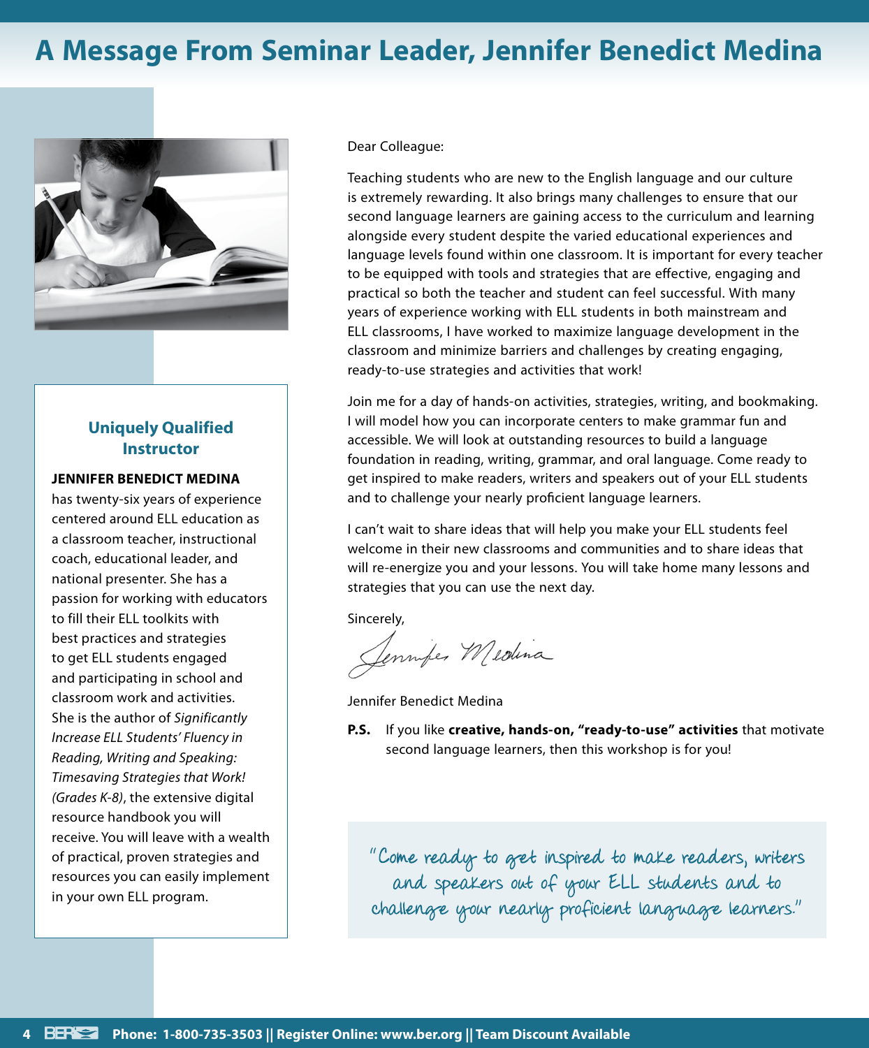# A Message From Seminar Leader, Jennifer Benedict Medina

## Uniquely Qualified Instructor

**JENNIFER BENEDICT MEDINA** has twenty-six years of experience centered around ELL education as a classroom teacher, instructional coach, educational leader, and national presenter. She has a passion for working with educators to fill their ELL toolkits with best practices and strategies to get ELL students engaged and participating in school and classroom work and activities. She is the author of *Significantly Increase ELL Students' Fluency in Reading, Writing and Speaking: Timesaving Strategies that Work! (Grades K-8)*, the extensive digital resource handbook you will receive. You will leave with a wealth of practical, proven strategies and resources you can easily implement in your own ELL program.

Dear Colleague:

Teaching students who are new to the English language and our culture is extremely rewarding. It also brings many challenges to ensure that our second language learners are gaining access to the curriculum and learning alongside every student despite the varied educational experiences and language levels found within one classroom. It is important for every teacher to be equipped with tools and strategies that are effective, engaging and practical so both the teacher and student can feel successful. With many years of experience working with ELL students in both mainstream and ELL classrooms, I have worked to maximize language development in the classroom and minimize barriers and challenges by creating engaging, ready-to-use strategies and activities that work!

Join me for a day of hands-on activities, strategies, writing, and bookmaking. I will model how you can incorporate centers to make grammar fun and accessible. We will look at outstanding resources to build a language foundation in reading, writing, grammar, and oral language. Come ready to get inspired to make readers, writers and speakers out of your ELL students and to challenge your nearly proficient language learners.

I can't wait to share ideas that will help you make your ELL students feel welcome in their new classrooms and communities and to share ideas that will re-energize you and your lessons. You will take home many lessons and strategies that you can use the next day.

Sincerely,

Jennifer Medina

Jennifer Benedict Medina

**P.S.** If you like **creative, hands-on, "ready-to-use" activities** that motivate second language learners, then this workshop is for you!

"Come ready to get inspired to make readers, writers and speakers out of your ELL students and to challenge your nearly proficient language learners."

**Phone: 1-800-735-3503 || Register Online: www.ber.org || Team Discount Available**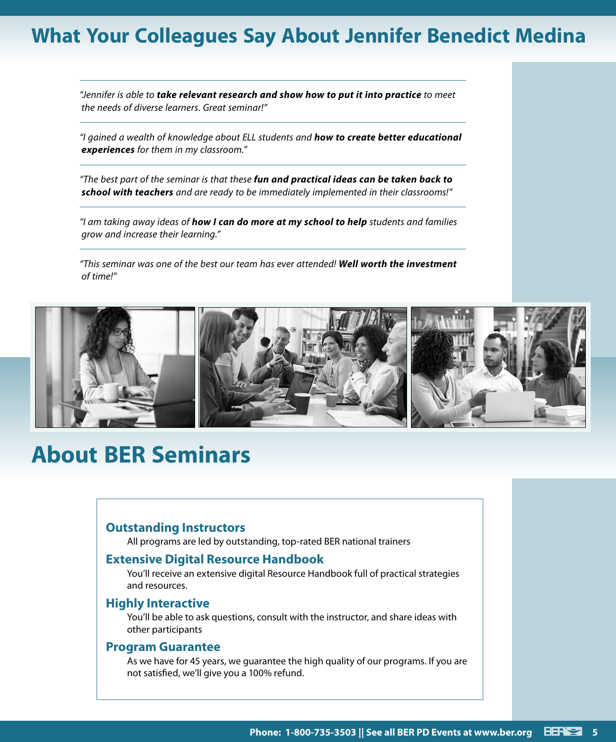## What Your Colleagues Say About Jennifer Benedict Medina

*"Jennifer is able to **take relevant research and show how to put it into practice** to meet the needs of diverse learners. Great seminar!"*

*"I gained a wealth of knowledge about ELL students and **how to create better educational experiences** for them in my classroom."*

*"The best part of the seminar is that these **fun and practical ideas can be taken back to school with teachers** and are ready to be immediately implemented in their classrooms!"*

*"I am taking away ideas of **how I can do more at my school to help** students and families grow and increase their learning."*

*"This seminar was one of the best our team has ever attended! **Well worth the investment of time!**"*

## About BER Seminars

### Outstanding Instructors

All programs are led by outstanding, top-rated BER national trainers

### Extensive Digital Resource Handbook

You'll receive an extensive digital Resource Handbook full of practical strategies and resources.

### Highly Interactive

You'll be able to ask questions, consult with the instructor, and share ideas with other participants

### Program Guarantee

As we have for 45 years, we guarantee the high quality of our programs. If you are not satisfied, we'll give you a 100% refund.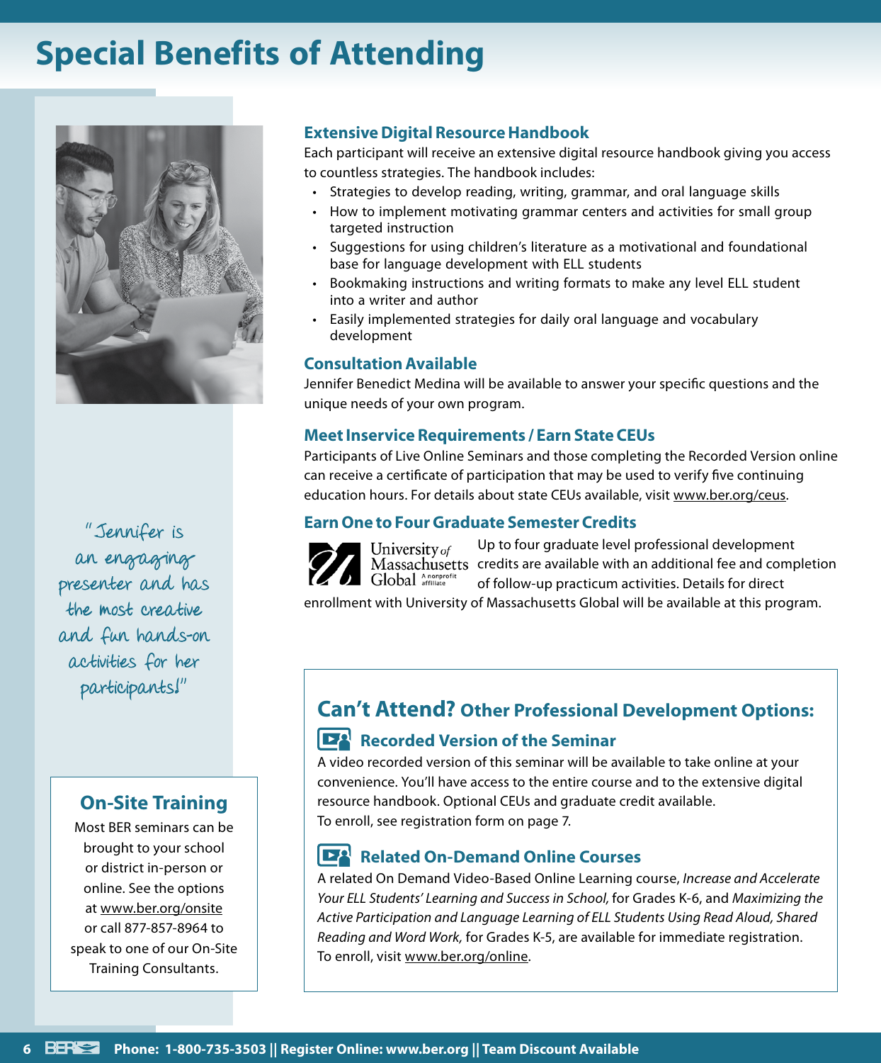# Special Benefits of Attending

"Jennifer is an engaging presenter and has the most creative and fun hands-on activities for her participants!"

## On-Site Training

Most BER seminars can be brought to your school or district in-person or online. See the options at www.ber.org/onsite or call 877-857-8964 to speak to one of our On-Site Training Consultants.

### Extensive Digital Resource Handbook

Each participant will receive an extensive digital resource handbook giving you access to countless strategies. The handbook includes:

- Strategies to develop reading, writing, grammar, and oral language skills
- How to implement motivating grammar centers and activities for small group targeted instruction
- Suggestions for using children's literature as a motivational and foundational base for language development with ELL students
- Bookmaking instructions and writing formats to make any level ELL student into a writer and author
- Easily implemented strategies for daily oral language and vocabulary development

### Consultation Available

Jennifer Benedict Medina will be available to answer your specific questions and the unique needs of your own program.

### Meet Inservice Requirements / Earn State CEUs

Participants of Live Online Seminars and those completing the Recorded Version online can receive a certificate of participation that may be used to verify five continuing education hours. For details about state CEUs available, visit www.ber.org/ceus.

### Earn One to Four Graduate Semester Credits

University of Massachusetts Global — A nonprofit affiliate

Up to four graduate level professional development credits are available with an additional fee and completion of follow-up practicum activities. Details for direct enrollment with University of Massachusetts Global will be available at this program.

## Can't Attend? Other Professional Development Options:

### Recorded Version of the Seminar

A video recorded version of this seminar will be available to take online at your convenience. You'll have access to the entire course and to the extensive digital resource handbook. Optional CEUs and graduate credit available.
To enroll, see registration form on page 7.

### Related On-Demand Online Courses

A related On Demand Video-Based Online Learning course, *Increase and Accelerate Your ELL Students' Learning and Success in School,* for Grades K-6, and *Maximizing the Active Participation and Language Learning of ELL Students Using Read Aloud, Shared Reading and Word Work,* for Grades K-5, are available for immediate registration.
To enroll, visit www.ber.org/online.

**Phone: 1-800-735-3503 || Register Online: www.ber.org || Team Discount Available**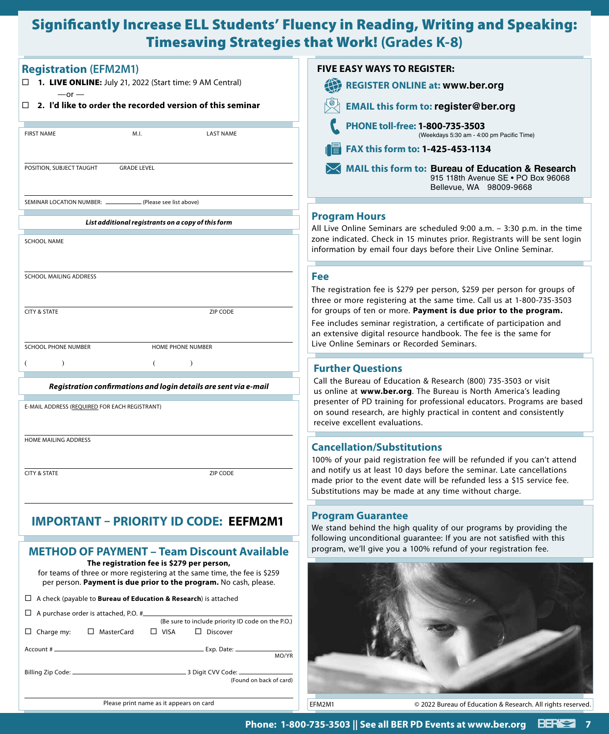# Significantly Increase ELL Students' Fluency in Reading, Writing and Speaking: Timesaving Strategies that Work! (Grades K-8)

## Registration (EFM2M1)

☐ **1. LIVE ONLINE:** July 21, 2022 (Start time: 9 AM Central)

—or —

☐ **2. I'd like to order the recorded version of this seminar**

FIRST NAME M.I. LAST NAME

POSITION, SUBJECT TAUGHT GRADE LEVEL

SEMINAR LOCATION NUMBER: ____________ (Please see list above)

***List additional registrants on a copy of this form***

SCHOOL NAME

SCHOOL MAILING ADDRESS

CITY & STATE ZIP CODE

SCHOOL PHONE NUMBER HOME PHONE NUMBER

( ) ( )

***Registration confirmations and login details are sent via e-mail***

E-MAIL ADDRESS (REQUIRED FOR EACH REGISTRANT)

HOME MAILING ADDRESS

CITY & STATE ZIP CODE

## IMPORTANT – PRIORITY ID CODE: EEFM2M1

## METHOD OF PAYMENT – Team Discount Available

**The registration fee is $279 per person,** for teams of three or more registering at the same time, the fee is $259 per person. **Payment is due prior to the program.** No cash, please.

☐ A check (payable to **Bureau of Education & Research**) is attached

☐ A purchase order is attached, P.O. #____________ (Be sure to include priority ID code on the P.O.)

☐ Charge my: ☐ MasterCard ☐ VISA ☐ Discover

Account # ____________ Exp. Date: ____________ MO/YR

Billing Zip Code: ____________ 3 Digit CVV Code: ____________ (Found on back of card)

Please print name as it appears on card

## FIVE EASY WAYS TO REGISTER:

- **REGISTER ONLINE at:** www.ber.org
- **EMAIL this form to:** register@ber.org
- **PHONE toll-free:** 1-800-735-3503 (Weekdays 5:30 am - 4:00 pm Pacific Time)
- **FAX this form to:** 1-425-453-1134
- **MAIL this form to:** Bureau of Education & Research, 915 118th Avenue SE • PO Box 96068, Bellevue, WA 98009-9668

## Program Hours

All Live Online Seminars are scheduled 9:00 a.m. – 3:30 p.m. in the time zone indicated. Check in 15 minutes prior. Registrants will be sent login information by email four days before their Live Online Seminar.

## Fee

The registration fee is $279 per person, $259 per person for groups of three or more registering at the same time. Call us at 1-800-735-3503 for groups of ten or more. **Payment is due prior to the program.**

Fee includes seminar registration, a certificate of participation and an extensive digital resource handbook. The fee is the same for Live Online Seminars or Recorded Seminars.

## Further Questions

Call the Bureau of Education & Research (800) 735-3503 or visit us online at **www.ber.org**. The Bureau is North America's leading presenter of PD training for professional educators. Programs are based on sound research, are highly practical in content and consistently receive excellent evaluations.

## Cancellation/Substitutions

100% of your paid registration fee will be refunded if you can't attend and notify us at least 10 days before the seminar. Late cancellations made prior to the event date will be refunded less a $15 service fee. Substitutions may be made at any time without charge.

## Program Guarantee

We stand behind the high quality of our programs by providing the following unconditional guarantee: If you are not satisfied with this program, we'll give you a 100% refund of your registration fee.

EFM2M1 © 2022 Bureau of Education & Research. All rights reserved.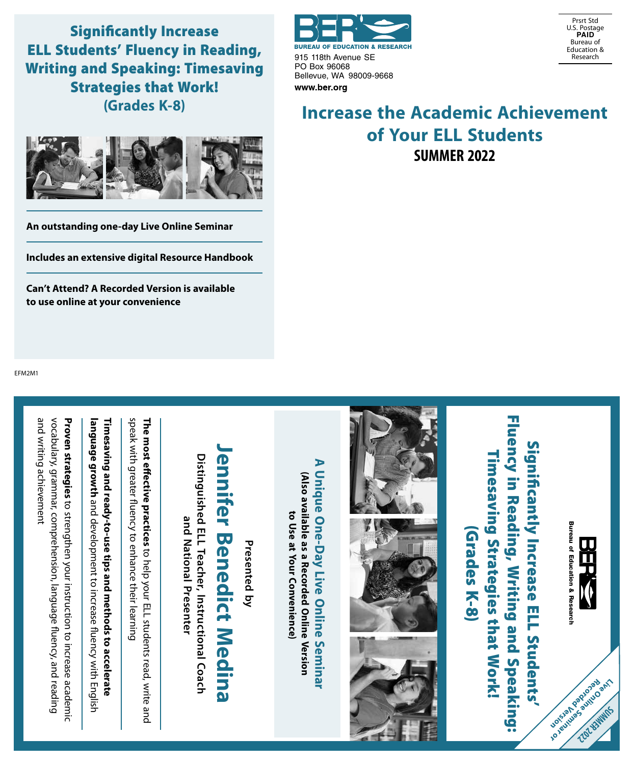## Significantly Increase ELL Students' Fluency in Reading, Writing and Speaking: Timesaving Strategies that Work! (Grades K-8)

**An outstanding one-day Live Online Seminar**

**Includes an extensive digital Resource Handbook**

**Can't Attend? A Recorded Version is available to use online at your convenience**

EFM2M1

BER
BUREAU OF EDUCATION & RESEARCH
915 118th Avenue SE
PO Box 96068
Bellevue, WA 98009-9668
**www.ber.org**

Prsrt Std
U.S. Postage
**PAID**
Bureau of Education & Research

# Increase the Academic Achievement of Your ELL Students

**SUMMER 2022**

BER
Bureau of Education & Research

Live Online Seminar or Recorded Version
SUMMER 2022

## Significantly Increase ELL Students' Fluency in Reading, Writing and Speaking: Timesaving Strategies that Work! (Grades K-8)

**A Unique One-Day Live Online Seminar**
**(Also available as a Recorded Online Version to Use at Your Convenience)**

Presented by

## Jennifer Benedict Medina

**Distinguished ELL Teacher, Instructional Coach and National Presenter**

**The most effective practices** to help your ELL students read, write and speak with greater fluency to enhance their learning

**Timesaving and ready-to-use tips and methods to accelerate language growth** and development to increase fluency with English

**Proven strategies** to strengthen your instruction to increase academic vocabulary, grammar, comprehension, language fluency, and reading and writing achievement